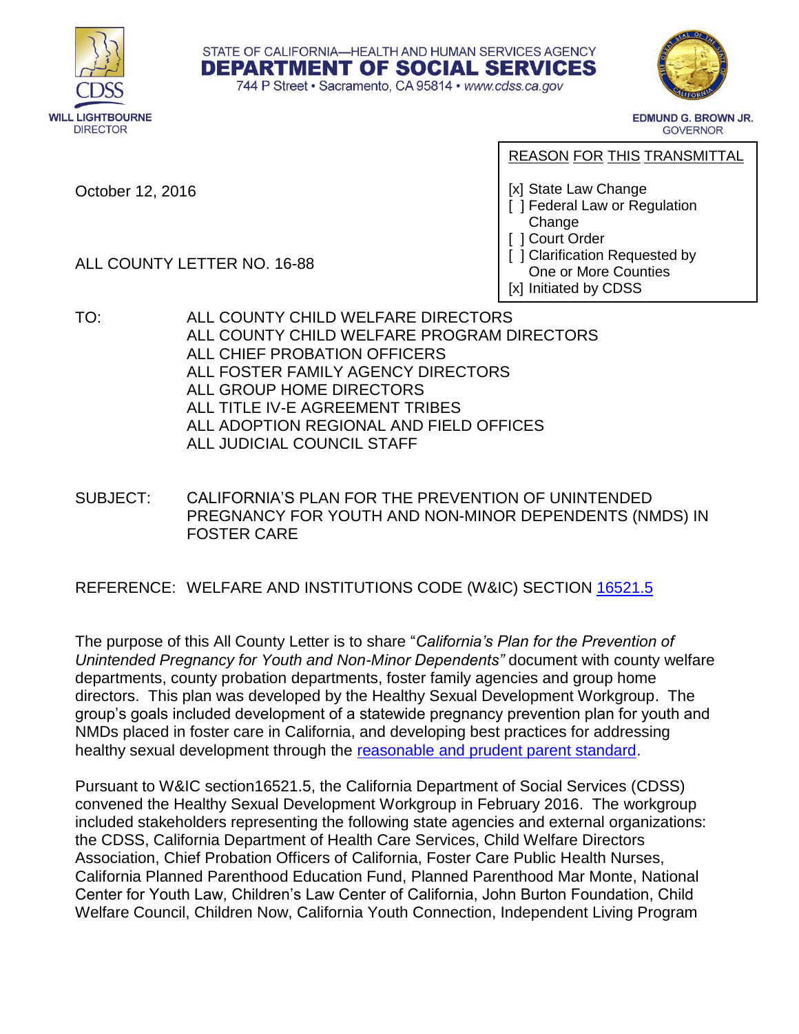STATE OF CALIFORNIA—HEALTH AND HUMAN SERVICES AGENCY
**DEPARTMENT OF SOCIAL SERVICES**
744 P Street • Sacramento, CA 95814 • *www.cdss.ca.gov*

CDSS
**WILL LIGHTBOURNE**
DIRECTOR

**EDMUND G. BROWN JR.**
GOVERNOR

October 12, 2016

REASON FOR THIS TRANSMITTAL

[x] State Law Change
[ ] Federal Law or Regulation Change
[ ] Court Order
[ ] Clarification Requested by One or More Counties
[x] Initiated by CDSS

ALL COUNTY LETTER NO. 16-88

TO: ALL COUNTY CHILD WELFARE DIRECTORS
ALL COUNTY CHILD WELFARE PROGRAM DIRECTORS
ALL CHIEF PROBATION OFFICERS
ALL FOSTER FAMILY AGENCY DIRECTORS
ALL GROUP HOME DIRECTORS
ALL TITLE IV-E AGREEMENT TRIBES
ALL ADOPTION REGIONAL AND FIELD OFFICES
ALL JUDICIAL COUNCIL STAFF

SUBJECT: CALIFORNIA'S PLAN FOR THE PREVENTION OF UNINTENDED PREGNANCY FOR YOUTH AND NON-MINOR DEPENDENTS (NMDS) IN FOSTER CARE

REFERENCE: WELFARE AND INSTITUTIONS CODE (W&IC) SECTION 16521.5

The purpose of this All County Letter is to share "*California's Plan for the Prevention of Unintended Pregnancy for Youth and Non-Minor Dependents"* document with county welfare departments, county probation departments, foster family agencies and group home directors. This plan was developed by the Healthy Sexual Development Workgroup. The group's goals included development of a statewide pregnancy prevention plan for youth and NMDs placed in foster care in California, and developing best practices for addressing healthy sexual development through the reasonable and prudent parent standard.

Pursuant to W&IC section16521.5, the California Department of Social Services (CDSS) convened the Healthy Sexual Development Workgroup in February 2016. The workgroup included stakeholders representing the following state agencies and external organizations: the CDSS, California Department of Health Care Services, Child Welfare Directors Association, Chief Probation Officers of California, Foster Care Public Health Nurses, California Planned Parenthood Education Fund, Planned Parenthood Mar Monte, National Center for Youth Law, Children's Law Center of California, John Burton Foundation, Child Welfare Council, Children Now, California Youth Connection, Independent Living Program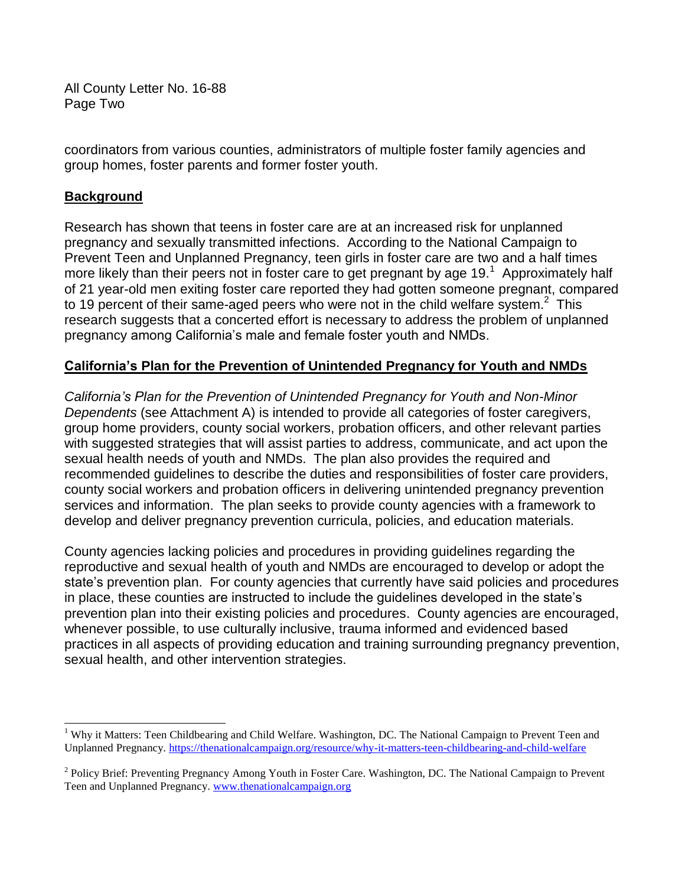coordinators from various counties, administrators of multiple foster family agencies and group homes, foster parents and former foster youth.

## Background

Research has shown that teens in foster care are at an increased risk for unplanned pregnancy and sexually transmitted infections. According to the National Campaign to Prevent Teen and Unplanned Pregnancy, teen girls in foster care are two and a half times more likely than their peers not in foster care to get pregnant by age 19.[1] Approximately half of 21 year-old men exiting foster care reported they had gotten someone pregnant, compared to 19 percent of their same-aged peers who were not in the child welfare system.[2] This research suggests that a concerted effort is necessary to address the problem of unplanned pregnancy among California's male and female foster youth and NMDs.

## California's Plan for the Prevention of Unintended Pregnancy for Youth and NMDs

*California's Plan for the Prevention of Unintended Pregnancy for Youth and Non-Minor Dependents* (see Attachment A) is intended to provide all categories of foster caregivers, group home providers, county social workers, probation officers, and other relevant parties with suggested strategies that will assist parties to address, communicate, and act upon the sexual health needs of youth and NMDs. The plan also provides the required and recommended guidelines to describe the duties and responsibilities of foster care providers, county social workers and probation officers in delivering unintended pregnancy prevention services and information. The plan seeks to provide county agencies with a framework to develop and deliver pregnancy prevention curricula, policies, and education materials.

County agencies lacking policies and procedures in providing guidelines regarding the reproductive and sexual health of youth and NMDs are encouraged to develop or adopt the state's prevention plan. For county agencies that currently have said policies and procedures in place, these counties are instructed to include the guidelines developed in the state's prevention plan into their existing policies and procedures. County agencies are encouraged, whenever possible, to use culturally inclusive, trauma informed and evidenced based practices in all aspects of providing education and training surrounding pregnancy prevention, sexual health, and other intervention strategies.

---

[1] Why it Matters: Teen Childbearing and Child Welfare. Washington, DC. The National Campaign to Prevent Teen and Unplanned Pregnancy. https://thenationalcampaign.org/resource/why-it-matters-teen-childbearing-and-child-welfare

[2] Policy Brief: Preventing Pregnancy Among Youth in Foster Care. Washington, DC. The National Campaign to Prevent Teen and Unplanned Pregnancy. www.thenationalcampaign.org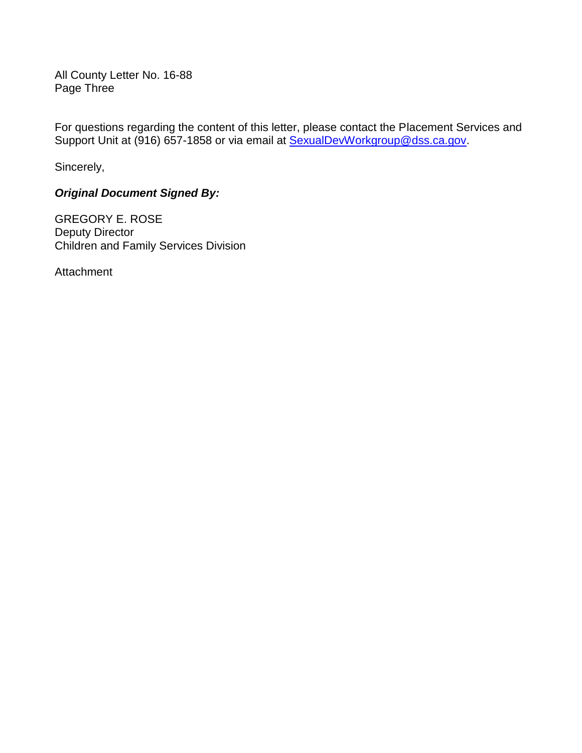For questions regarding the content of this letter, please contact the Placement Services and Support Unit at (916) 657-1858 or via email at [SexualDevWorkgroup@dss.ca.gov](mailto:SexualDevWorkgroup@dss.ca.gov).

Sincerely,

***Original Document Signed By:***

GREGORY E. ROSE
Deputy Director
Children and Family Services Division

Attachment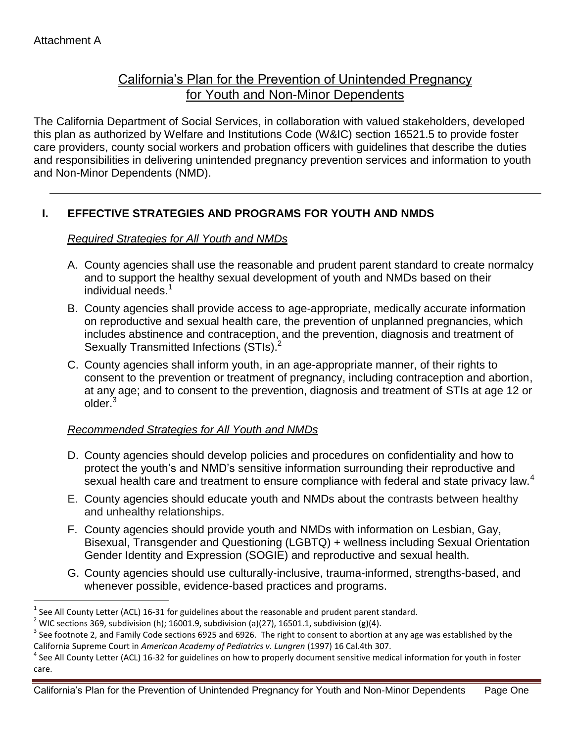Attachment A

# California's Plan for the Prevention of Unintended Pregnancy for Youth and Non-Minor Dependents

The California Department of Social Services, in collaboration with valued stakeholders, developed this plan as authorized by Welfare and Institutions Code (W&IC) section 16521.5 to provide foster care providers, county social workers and probation officers with guidelines that describe the duties and responsibilities in delivering unintended pregnancy prevention services and information to youth and Non-Minor Dependents (NMD).

---

## I. EFFECTIVE STRATEGIES AND PROGRAMS FOR YOUTH AND NMDS

*Required Strategies for All Youth and NMDs*

A. County agencies shall use the reasonable and prudent parent standard to create normalcy and to support the healthy sexual development of youth and NMDs based on their individual needs.[1]

B. County agencies shall provide access to age-appropriate, medically accurate information on reproductive and sexual health care, the prevention of unplanned pregnancies, which includes abstinence and contraception, and the prevention, diagnosis and treatment of Sexually Transmitted Infections (STIs).[2]

C. County agencies shall inform youth, in an age-appropriate manner, of their rights to consent to the prevention or treatment of pregnancy, including contraception and abortion, at any age; and to consent to the prevention, diagnosis and treatment of STIs at age 12 or older.[3]

*Recommended Strategies for All Youth and NMDs*

D. County agencies should develop policies and procedures on confidentiality and how to protect the youth's and NMD's sensitive information surrounding their reproductive and sexual health care and treatment to ensure compliance with federal and state privacy law.[4]

E. County agencies should educate youth and NMDs about the contrasts between healthy and unhealthy relationships.

F. County agencies should provide youth and NMDs with information on Lesbian, Gay, Bisexual, Transgender and Questioning (LGBTQ) + wellness including Sexual Orientation Gender Identity and Expression (SOGIE) and reproductive and sexual health.

G. County agencies should use culturally-inclusive, trauma-informed, strengths-based, and whenever possible, evidence-based practices and programs.

---

[1] See All County Letter (ACL) 16-31 for guidelines about the reasonable and prudent parent standard.

[2] WIC sections 369, subdivision (h); 16001.9, subdivision (a)(27), 16501.1, subdivision (g)(4).

[3] See footnote 2, and Family Code sections 6925 and 6926. The right to consent to abortion at any age was established by the California Supreme Court in *American Academy of Pediatrics v. Lungren* (1997) 16 Cal.4th 307.

[4] See All County Letter (ACL) 16-32 for guidelines on how to properly document sensitive medical information for youth in foster care.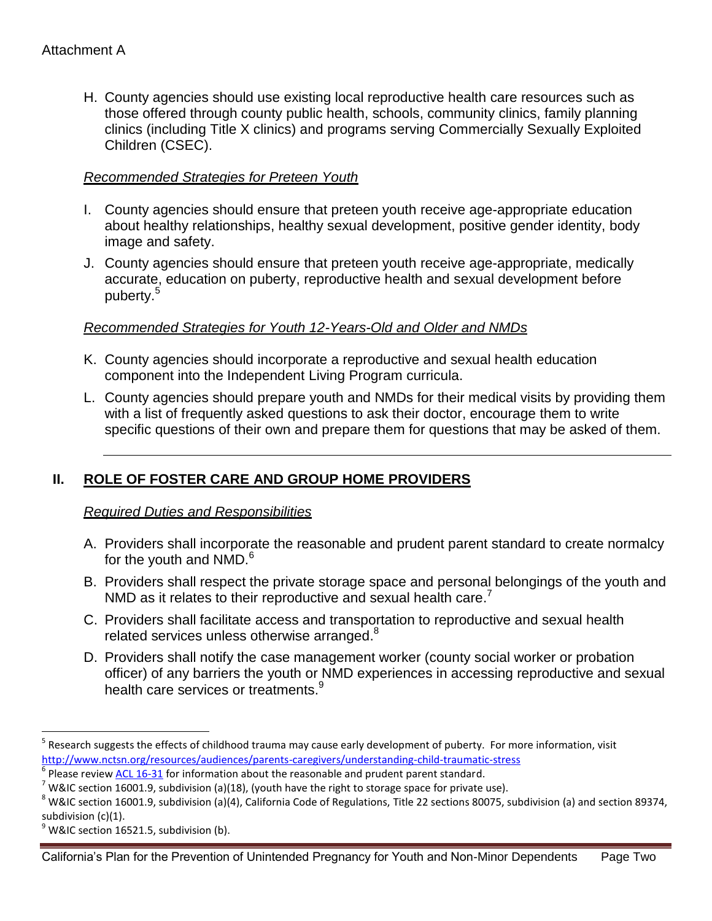H. County agencies should use existing local reproductive health care resources such as those offered through county public health, schools, community clinics, family planning clinics (including Title X clinics) and programs serving Commercially Sexually Exploited Children (CSEC).

*Recommended Strategies for Preteen Youth*

I. County agencies should ensure that preteen youth receive age-appropriate education about healthy relationships, healthy sexual development, positive gender identity, body image and safety.

J. County agencies should ensure that preteen youth receive age-appropriate, medically accurate, education on puberty, reproductive health and sexual development before puberty.[5]

*Recommended Strategies for Youth 12-Years-Old and Older and NMDs*

K. County agencies should incorporate a reproductive and sexual health education component into the Independent Living Program curricula.

L. County agencies should prepare youth and NMDs for their medical visits by providing them with a list of frequently asked questions to ask their doctor, encourage them to write specific questions of their own and prepare them for questions that may be asked of them.

---

## II. ROLE OF FOSTER CARE AND GROUP HOME PROVIDERS

*Required Duties and Responsibilities*

A. Providers shall incorporate the reasonable and prudent parent standard to create normalcy for the youth and NMD.[6]

B. Providers shall respect the private storage space and personal belongings of the youth and NMD as it relates to their reproductive and sexual health care.[7]

C. Providers shall facilitate access and transportation to reproductive and sexual health related services unless otherwise arranged.[8]

D. Providers shall notify the case management worker (county social worker or probation officer) of any barriers the youth or NMD experiences in accessing reproductive and sexual health care services or treatments.[9]

---

[5] Research suggests the effects of childhood trauma may cause early development of puberty. For more information, visit http://www.nctsn.org/resources/audiences/parents-caregivers/understanding-child-traumatic-stress

[6] Please review ACL 16-31 for information about the reasonable and prudent parent standard.

[7] W&IC section 16001.9, subdivision (a)(18), (youth have the right to storage space for private use).

[8] W&IC section 16001.9, subdivision (a)(4), California Code of Regulations, Title 22 sections 80075, subdivision (a) and section 89374, subdivision (c)(1).

[9] W&IC section 16521.5, subdivision (b).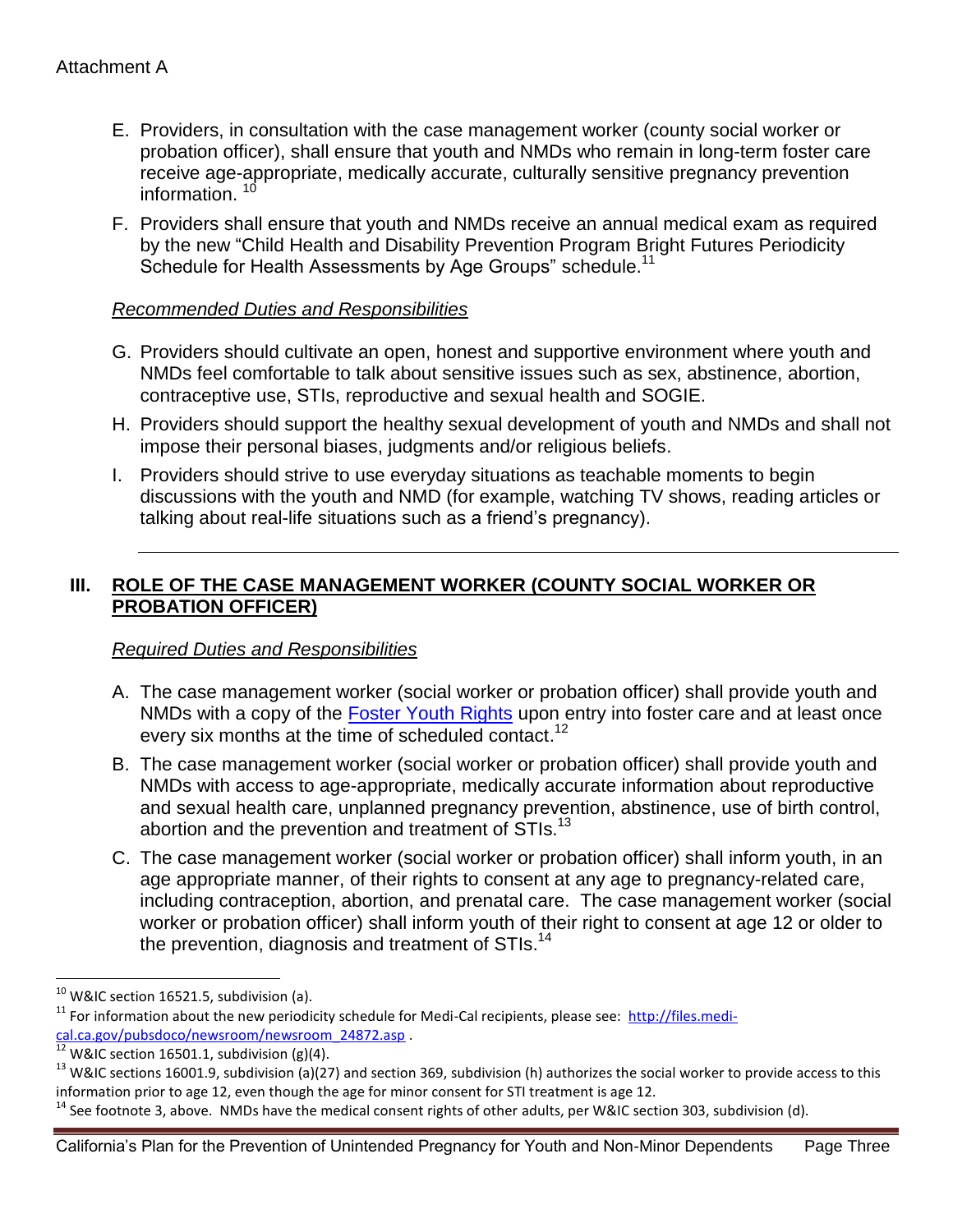Attachment A

E. Providers, in consultation with the case management worker (county social worker or probation officer), shall ensure that youth and NMDs who remain in long-term foster care receive age-appropriate, medically accurate, culturally sensitive pregnancy prevention information. [10]

F. Providers shall ensure that youth and NMDs receive an annual medical exam as required by the new "Child Health and Disability Prevention Program Bright Futures Periodicity Schedule for Health Assessments by Age Groups" schedule.[11]

*Recommended Duties and Responsibilities*

G. Providers should cultivate an open, honest and supportive environment where youth and NMDs feel comfortable to talk about sensitive issues such as sex, abstinence, abortion, contraceptive use, STIs, reproductive and sexual health and SOGIE.

H. Providers should support the healthy sexual development of youth and NMDs and shall not impose their personal biases, judgments and/or religious beliefs.

I. Providers should strive to use everyday situations as teachable moments to begin discussions with the youth and NMD (for example, watching TV shows, reading articles or talking about real-life situations such as a friend's pregnancy).

---

## III. ROLE OF THE CASE MANAGEMENT WORKER (COUNTY SOCIAL WORKER OR PROBATION OFFICER)

*Required Duties and Responsibilities*

A. The case management worker (social worker or probation officer) shall provide youth and NMDs with a copy of the Foster Youth Rights upon entry into foster care and at least once every six months at the time of scheduled contact.[12]

B. The case management worker (social worker or probation officer) shall provide youth and NMDs with access to age-appropriate, medically accurate information about reproductive and sexual health care, unplanned pregnancy prevention, abstinence, use of birth control, abortion and the prevention and treatment of STIs.[13]

C. The case management worker (social worker or probation officer) shall inform youth, in an age appropriate manner, of their rights to consent at any age to pregnancy-related care, including contraception, abortion, and prenatal care. The case management worker (social worker or probation officer) shall inform youth of their right to consent at age 12 or older to the prevention, diagnosis and treatment of STIs.[14]

---

[10] W&IC section 16521.5, subdivision (a).

[11] For information about the new periodicity schedule for Medi-Cal recipients, please see: http://files.medi-cal.ca.gov/pubsdoco/newsroom/newsroom_24872.asp .

[12] W&IC section 16501.1, subdivision (g)(4).

[13] W&IC sections 16001.9, subdivision (a)(27) and section 369, subdivision (h) authorizes the social worker to provide access to this information prior to age 12, even though the age for minor consent for STI treatment is age 12.

[14] See footnote 3, above. NMDs have the medical consent rights of other adults, per W&IC section 303, subdivision (d).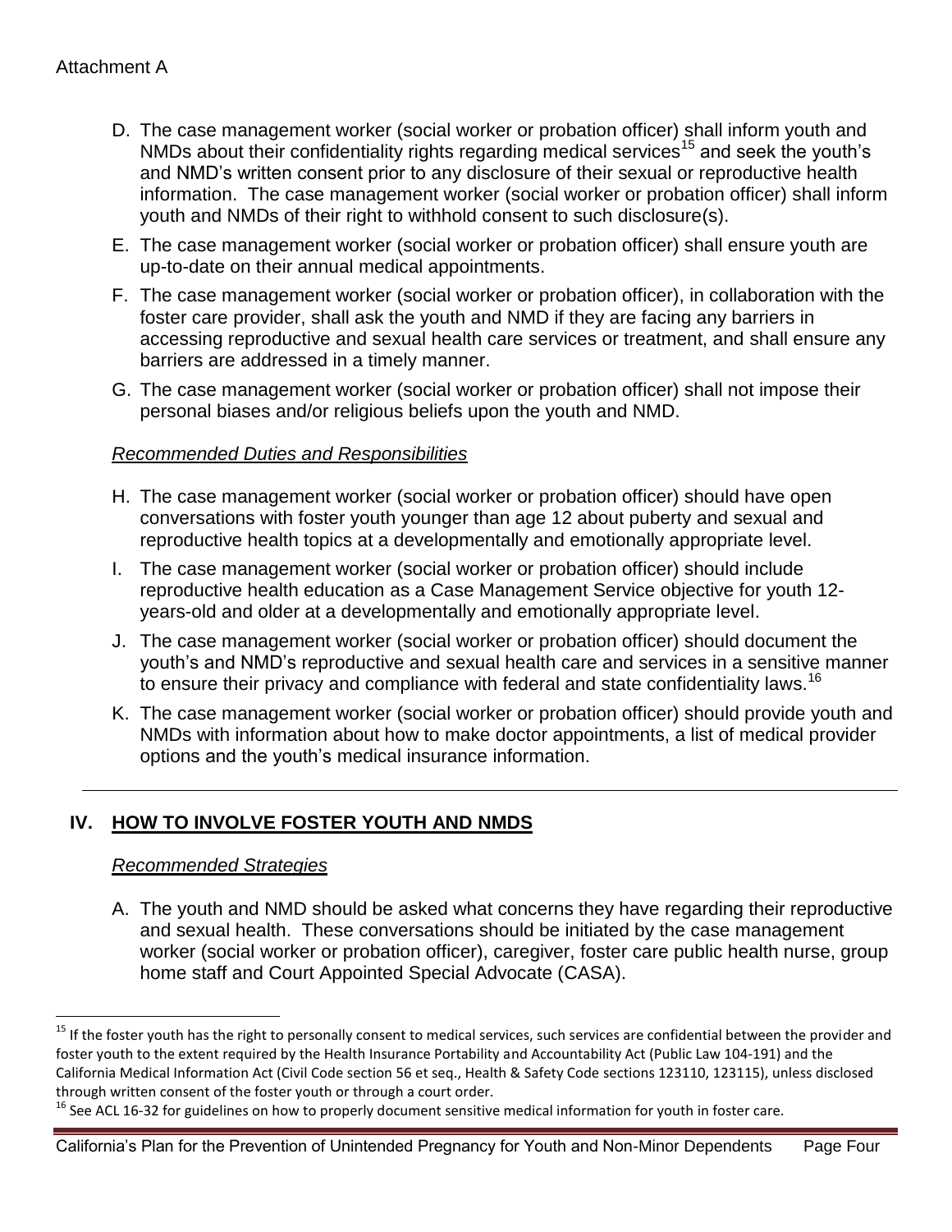Attachment A

D. The case management worker (social worker or probation officer) shall inform youth and NMDs about their confidentiality rights regarding medical services[15] and seek the youth's and NMD's written consent prior to any disclosure of their sexual or reproductive health information. The case management worker (social worker or probation officer) shall inform youth and NMDs of their right to withhold consent to such disclosure(s).

E. The case management worker (social worker or probation officer) shall ensure youth are up-to-date on their annual medical appointments.

F. The case management worker (social worker or probation officer), in collaboration with the foster care provider, shall ask the youth and NMD if they are facing any barriers in accessing reproductive and sexual health care services or treatment, and shall ensure any barriers are addressed in a timely manner.

G. The case management worker (social worker or probation officer) shall not impose their personal biases and/or religious beliefs upon the youth and NMD.

*Recommended Duties and Responsibilities*

H. The case management worker (social worker or probation officer) should have open conversations with foster youth younger than age 12 about puberty and sexual and reproductive health topics at a developmentally and emotionally appropriate level.

I. The case management worker (social worker or probation officer) should include reproductive health education as a Case Management Service objective for youth 12-years-old and older at a developmentally and emotionally appropriate level.

J. The case management worker (social worker or probation officer) should document the youth's and NMD's reproductive and sexual health care and services in a sensitive manner to ensure their privacy and compliance with federal and state confidentiality laws.[16]

K. The case management worker (social worker or probation officer) should provide youth and NMDs with information about how to make doctor appointments, a list of medical provider options and the youth's medical insurance information.

---

## IV. HOW TO INVOLVE FOSTER YOUTH AND NMDS

*Recommended Strategies*

A. The youth and NMD should be asked what concerns they have regarding their reproductive and sexual health. These conversations should be initiated by the case management worker (social worker or probation officer), caregiver, foster care public health nurse, group home staff and Court Appointed Special Advocate (CASA).

---

[15] If the foster youth has the right to personally consent to medical services, such services are confidential between the provider and foster youth to the extent required by the Health Insurance Portability and Accountability Act (Public Law 104-191) and the California Medical Information Act (Civil Code section 56 et seq., Health & Safety Code sections 123110, 123115), unless disclosed through written consent of the foster youth or through a court order.

[16] See ACL 16-32 for guidelines on how to properly document sensitive medical information for youth in foster care.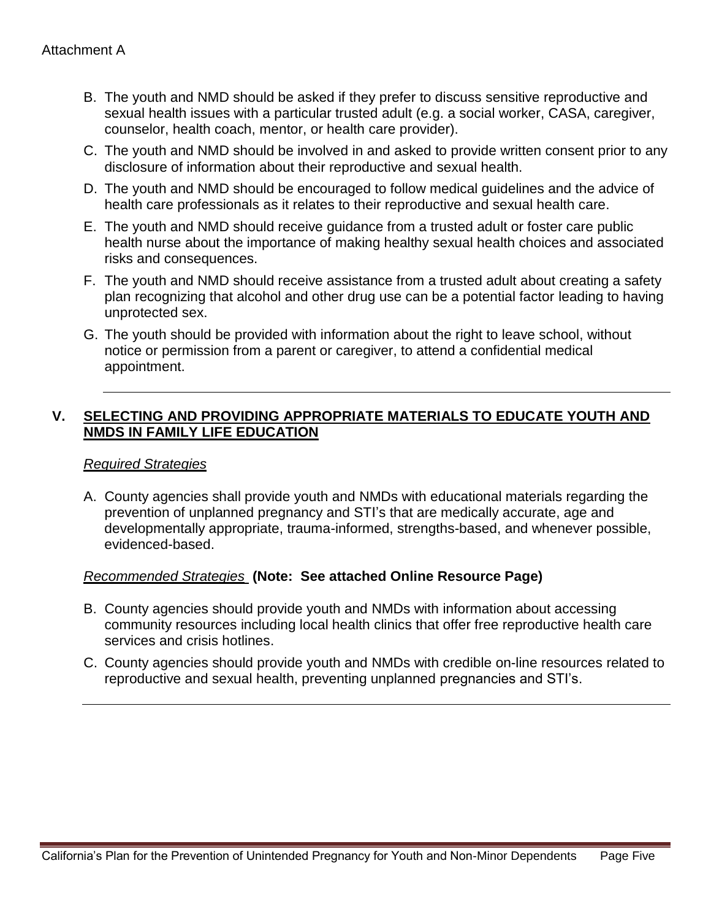Attachment A

B. The youth and NMD should be asked if they prefer to discuss sensitive reproductive and sexual health issues with a particular trusted adult (e.g. a social worker, CASA, caregiver, counselor, health coach, mentor, or health care provider).

C. The youth and NMD should be involved in and asked to provide written consent prior to any disclosure of information about their reproductive and sexual health.

D. The youth and NMD should be encouraged to follow medical guidelines and the advice of health care professionals as it relates to their reproductive and sexual health care.

E. The youth and NMD should receive guidance from a trusted adult or foster care public health nurse about the importance of making healthy sexual health choices and associated risks and consequences.

F. The youth and NMD should receive assistance from a trusted adult about creating a safety plan recognizing that alcohol and other drug use can be a potential factor leading to having unprotected sex.

G. The youth should be provided with information about the right to leave school, without notice or permission from a parent or caregiver, to attend a confidential medical appointment.

---

## V. SELECTING AND PROVIDING APPROPRIATE MATERIALS TO EDUCATE YOUTH AND NMDS IN FAMILY LIFE EDUCATION

*Required Strategies*

A. County agencies shall provide youth and NMDs with educational materials regarding the prevention of unplanned pregnancy and STI's that are medically accurate, age and developmentally appropriate, trauma-informed, strengths-based, and whenever possible, evidenced-based.

*Recommended Strategies* **(Note: See attached Online Resource Page)**

B. County agencies should provide youth and NMDs with information about accessing community resources including local health clinics that offer free reproductive health care services and crisis hotlines.

C. County agencies should provide youth and NMDs with credible on-line resources related to reproductive and sexual health, preventing unplanned pregnancies and STI's.

---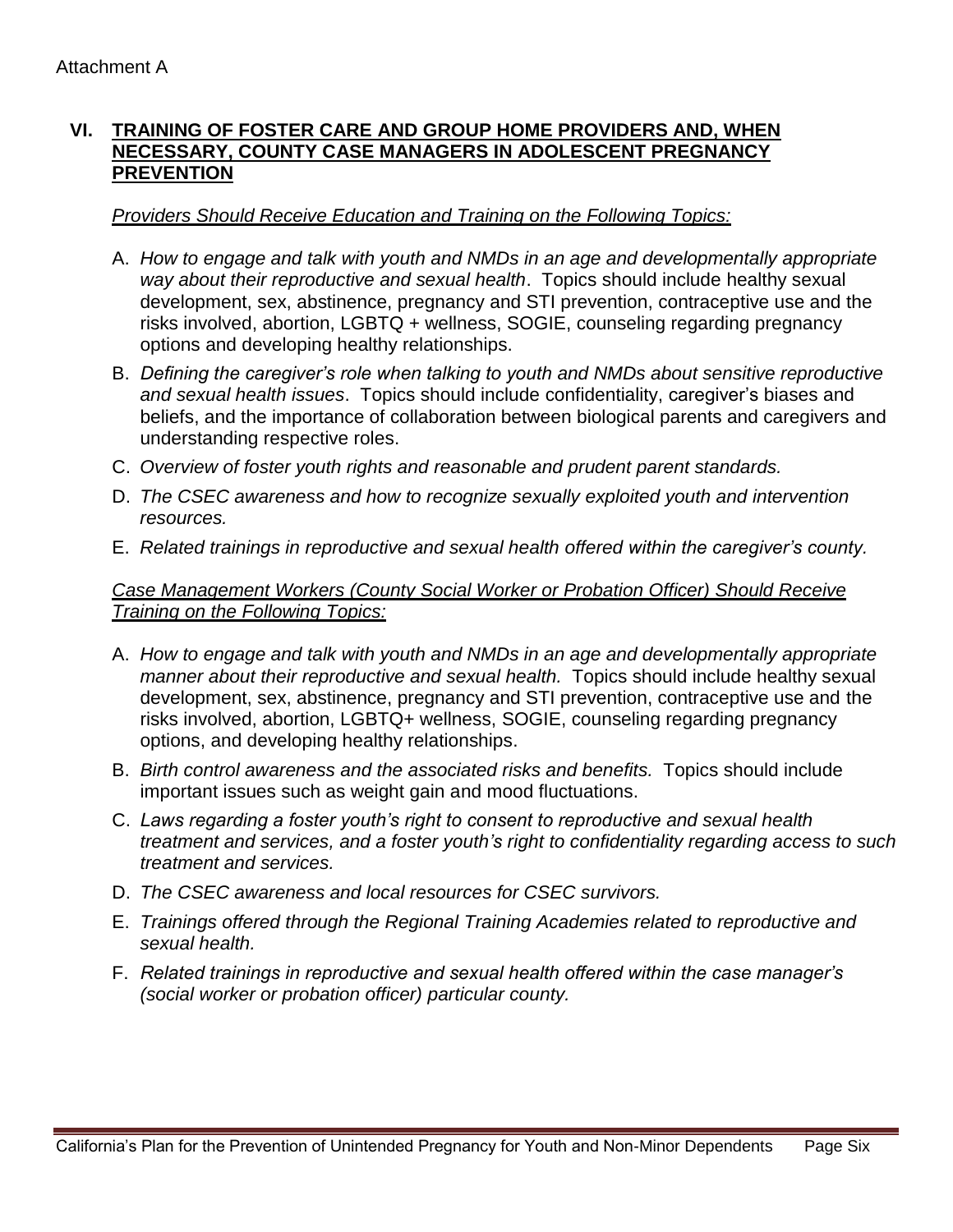Attachment A

## VI. TRAINING OF FOSTER CARE AND GROUP HOME PROVIDERS AND, WHEN NECESSARY, COUNTY CASE MANAGERS IN ADOLESCENT PREGNANCY PREVENTION

*Providers Should Receive Education and Training on the Following Topics:*

A. *How to engage and talk with youth and NMDs in an age and developmentally appropriate way about their reproductive and sexual health*. Topics should include healthy sexual development, sex, abstinence, pregnancy and STI prevention, contraceptive use and the risks involved, abortion, LGBTQ + wellness, SOGIE, counseling regarding pregnancy options and developing healthy relationships.

B. *Defining the caregiver's role when talking to youth and NMDs about sensitive reproductive and sexual health issues*. Topics should include confidentiality, caregiver's biases and beliefs, and the importance of collaboration between biological parents and caregivers and understanding respective roles.

C. *Overview of foster youth rights and reasonable and prudent parent standards.*

D. *The CSEC awareness and how to recognize sexually exploited youth and intervention resources.*

E. *Related trainings in reproductive and sexual health offered within the caregiver's county.*

*Case Management Workers (County Social Worker or Probation Officer) Should Receive Training on the Following Topics:*

A. *How to engage and talk with youth and NMDs in an age and developmentally appropriate manner about their reproductive and sexual health.* Topics should include healthy sexual development, sex, abstinence, pregnancy and STI prevention, contraceptive use and the risks involved, abortion, LGBTQ+ wellness, SOGIE, counseling regarding pregnancy options, and developing healthy relationships.

B. *Birth control awareness and the associated risks and benefits.* Topics should include important issues such as weight gain and mood fluctuations.

C. *Laws regarding a foster youth's right to consent to reproductive and sexual health treatment and services, and a foster youth's right to confidentiality regarding access to such treatment and services.*

D. *The CSEC awareness and local resources for CSEC survivors.*

E. *Trainings offered through the Regional Training Academies related to reproductive and sexual health.*

F. *Related trainings in reproductive and sexual health offered within the case manager's (social worker or probation officer) particular county.*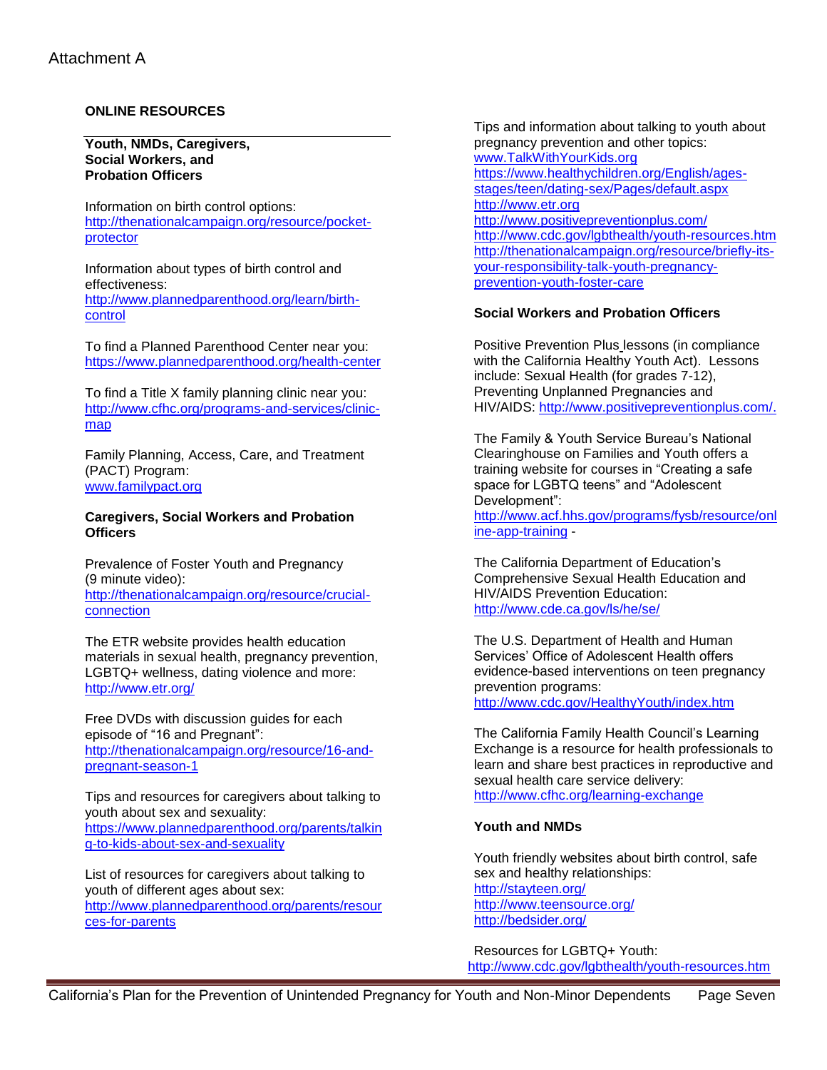Attachment A

## ONLINE RESOURCES

### Youth, NMDs, Caregivers, Social Workers, and Probation Officers

Information on birth control options:
http://thenationalcampaign.org/resource/pocket-protector

Information about types of birth control and effectiveness:
http://www.plannedparenthood.org/learn/birth-control

To find a Planned Parenthood Center near you:
https://www.plannedparenthood.org/health-center

To find a Title X family planning clinic near you:
http://www.cfhc.org/programs-and-services/clinic-map

Family Planning, Access, Care, and Treatment (PACT) Program:
www.familypact.org

### Caregivers, Social Workers and Probation Officers

Prevalence of Foster Youth and Pregnancy (9 minute video):
http://thenationalcampaign.org/resource/crucial-connection

The ETR website provides health education materials in sexual health, pregnancy prevention, LGBTQ+ wellness, dating violence and more:
http://www.etr.org/

Free DVDs with discussion guides for each episode of "16 and Pregnant":
http://thenationalcampaign.org/resource/16-and-pregnant-season-1

Tips and resources for caregivers about talking to youth about sex and sexuality:
https://www.plannedparenthood.org/parents/talking-to-kids-about-sex-and-sexuality

List of resources for caregivers about talking to youth of different ages about sex:
http://www.plannedparenthood.org/parents/resources-for-parents

Tips and information about talking to youth about pregnancy prevention and other topics:
www.TalkWithYourKids.org
https://www.healthychildren.org/English/ages-stages/teen/dating-sex/Pages/default.aspx
http://www.etr.org
http://www.positivepreventionplus.com/
http://www.cdc.gov/lgbthealth/youth-resources.htm
http://thenationalcampaign.org/resource/briefly-its-your-responsibility-talk-youth-pregnancy-prevention-youth-foster-care

### Social Workers and Probation Officers

Positive Prevention Plus lessons (in compliance with the California Healthy Youth Act). Lessons include: Sexual Health (for grades 7-12), Preventing Unplanned Pregnancies and HIV/AIDS: http://www.positivepreventionplus.com/.

The Family & Youth Service Bureau's National Clearinghouse on Families and Youth offers a training website for courses in "Creating a safe space for LGBTQ teens" and "Adolescent Development":
http://www.acf.hhs.gov/programs/fysb/resource/online-app-training -

The California Department of Education's Comprehensive Sexual Health Education and HIV/AIDS Prevention Education:
http://www.cde.ca.gov/ls/he/se/

The U.S. Department of Health and Human Services' Office of Adolescent Health offers evidence-based interventions on teen pregnancy prevention programs:
http://www.cdc.gov/HealthyYouth/index.htm

The California Family Health Council's Learning Exchange is a resource for health professionals to learn and share best practices in reproductive and sexual health care service delivery:
http://www.cfhc.org/learning-exchange

### Youth and NMDs

Youth friendly websites about birth control, safe sex and healthy relationships:
http://stayteen.org/
http://www.teensource.org/
http://bedsider.org/

Resources for LGBTQ+ Youth:
http://www.cdc.gov/lgbthealth/youth-resources.htm